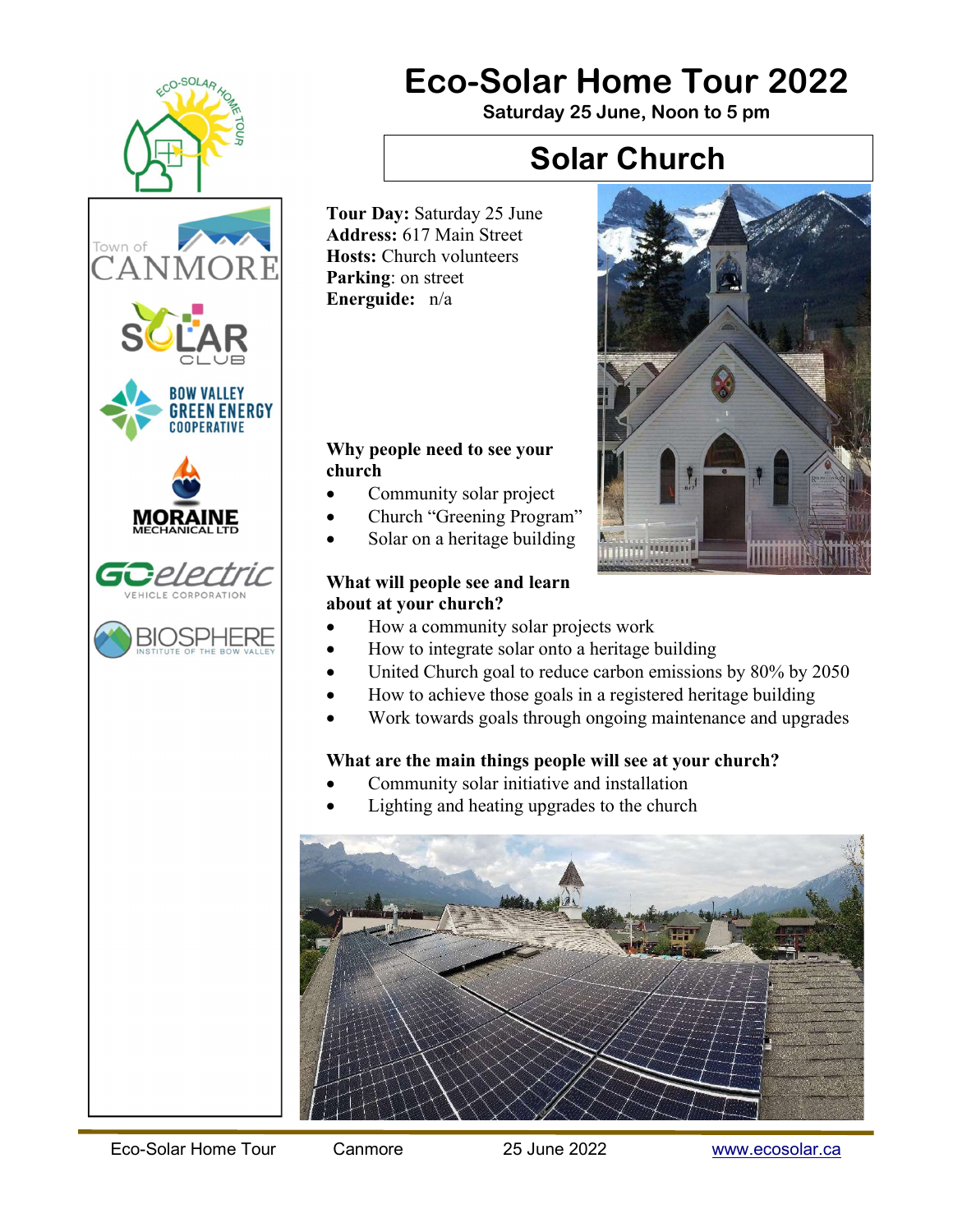# Eco-Solar Home Tour 2022

**Saturday 25 June, Noon to 5 pm**

## Solar Church

**Tour Day:** Saturday 25 June
**Address:** 617 Main Street
**Hosts:** Church volunteers
**Parking**: on street
**Energuide:** n/a

**Why people need to see your church**

- Community solar project
- Church "Greening Program"
- Solar on a heritage building

**What will people see and learn about at your church?**

- How a community solar projects work
- How to integrate solar onto a heritage building
- United Church goal to reduce carbon emissions by 80% by 2050
- How to achieve those goals in a registered heritage building
- Work towards goals through ongoing maintenance and upgrades

**What are the main things people will see at your church?**

- Community solar initiative and installation
- Lighting and heating upgrades to the church

Eco-Solar Home Tour | Canmore | 25 June 2022 | www.ecosolar.ca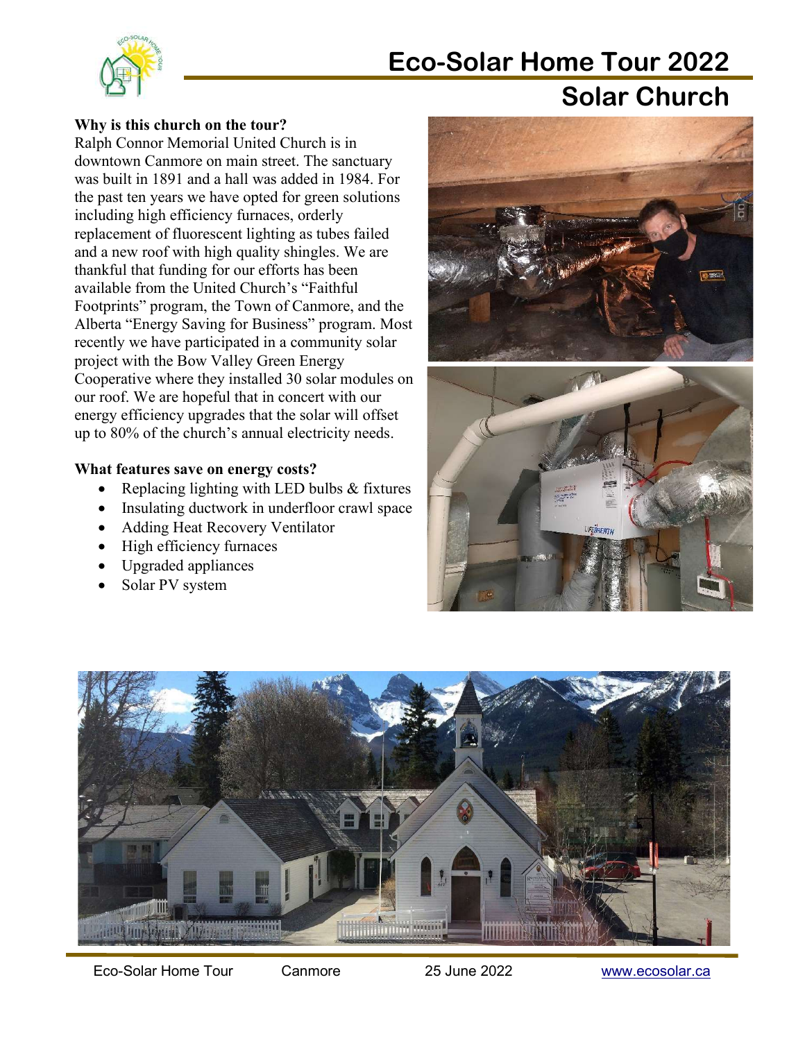# Eco-Solar Home Tour 2022

## Solar Church

**Why is this church on the tour?**

Ralph Connor Memorial United Church is in downtown Canmore on main street. The sanctuary was built in 1891 and a hall was added in 1984. For the past ten years we have opted for green solutions including high efficiency furnaces, orderly replacement of fluorescent lighting as tubes failed and a new roof with high quality shingles. We are thankful that funding for our efforts has been available from the United Church's "Faithful Footprints" program, the Town of Canmore, and the Alberta "Energy Saving for Business" program. Most recently we have participated in a community solar project with the Bow Valley Green Energy Cooperative where they installed 30 solar modules on our roof. We are hopeful that in concert with our energy efficiency upgrades that the solar will offset up to 80% of the church's annual electricity needs.

**What features save on energy costs?**

- Replacing lighting with LED bulbs & fixtures
- Insulating ductwork in underfloor crawl space
- Adding Heat Recovery Ventilator
- High efficiency furnaces
- Upgraded appliances
- Solar PV system